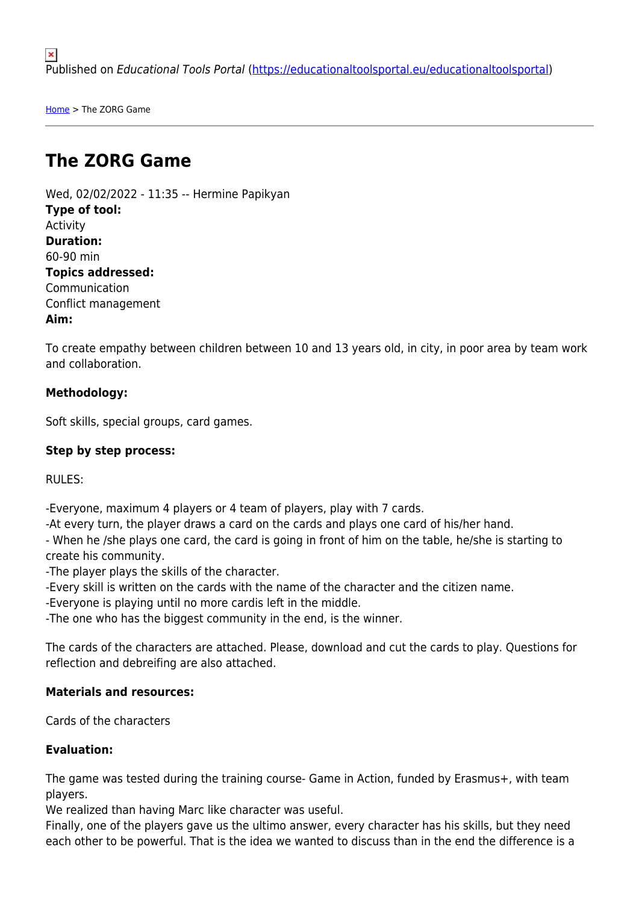Published on *Educational Tools Portal* ([https://educationaltoolsportal.eu/educationaltoolsportal](https://educationaltoolsportal.eu/educationaltoolsportal))

[Home](https://educationaltoolsportal.eu/educationaltoolsportal) > The ZORG Game

# The ZORG Game

Wed, 02/02/2022 - 11:35 -- Hermine Papikyan

**Type of tool:**
Activity

**Duration:**
60-90 min

**Topics addressed:**
Communication
Conflict management

**Aim:**

To create empathy between children between 10 and 13 years old, in city, in poor area by team work and collaboration.

**Methodology:**

Soft skills, special groups, card games.

**Step by step process:**

RULES:

-Everyone, maximum 4 players or 4 team of players, play with 7 cards.
-At every turn, the player draws a card on the cards and plays one card of his/her hand.
- When he /she plays one card, the card is going in front of him on the table, he/she is starting to create his community.
-The player plays the skills of the character.
-Every skill is written on the cards with the name of the character and the citizen name.
-Everyone is playing until no more cardis left in the middle.
-The one who has the biggest community in the end, is the winner.

The cards of the characters are attached. Please, download and cut the cards to play. Questions for reflection and debreifing are also attached.

**Materials and resources:**

Cards of the characters

**Evaluation:**

The game was tested during the training course- Game in Action, funded by Erasmus+, with team players.
We realized than having Marc like character was useful.
Finally, one of the players gave us the ultimo answer, every character has his skills, but they need each other to be powerful. That is the idea we wanted to discuss than in the end the difference is a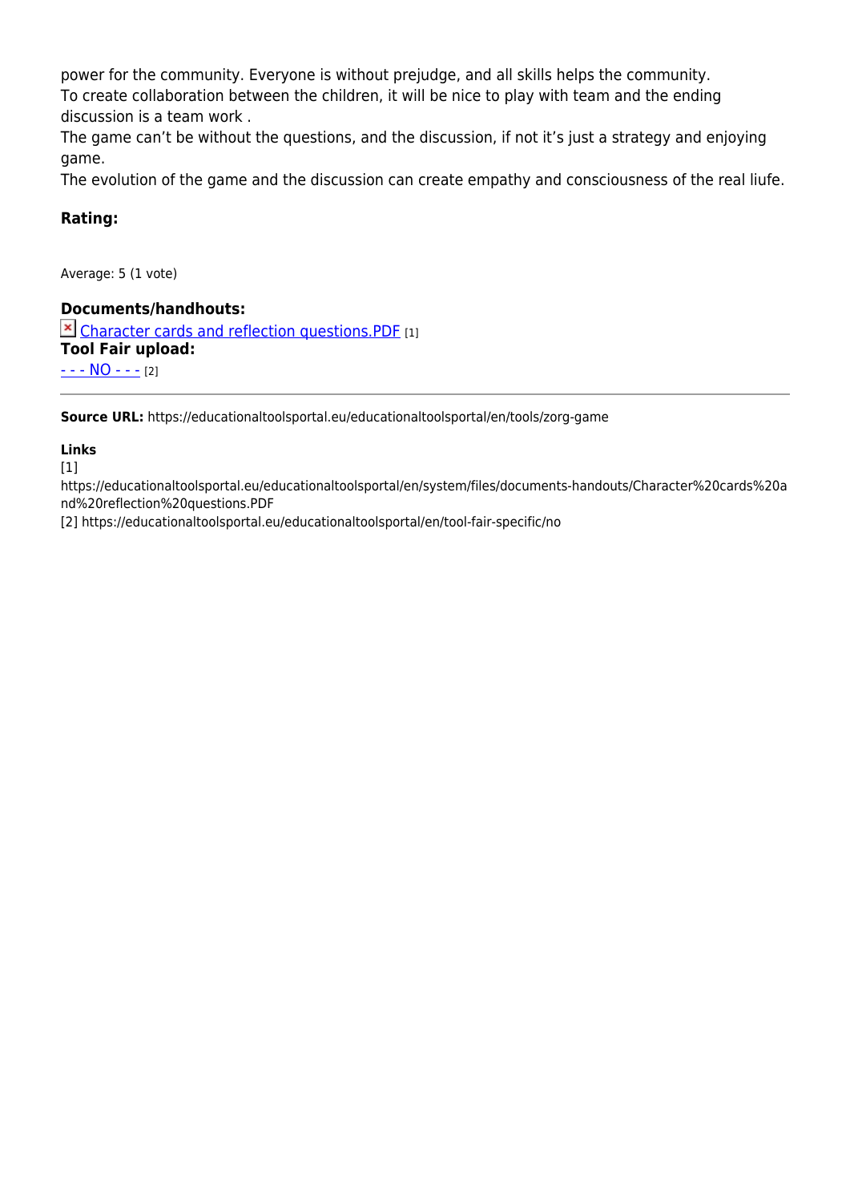power for the community. Everyone is without prejudge, and all skills helps the community.
To create collaboration between the children, it will be nice to play with team and the ending discussion is a team work .
The game can't be without the questions, and the discussion, if not it's just a strategy and enjoying game.
The evolution of the game and the discussion can create empathy and consciousness of the real liufe.

**Rating:**

Average: 5 (1 vote)

**Documents/handouts:**
Character cards and reflection questions.PDF [1]
**Tool Fair upload:**
- - - NO - - - [2]

---

**Source URL:** https://educationaltoolsportal.eu/educationaltoolsportal/en/tools/zorg-game

**Links**
[1] https://educationaltoolsportal.eu/educationaltoolsportal/en/system/files/documents-handouts/Character%20cards%20and%20reflection%20questions.PDF
[2] https://educationaltoolsportal.eu/educationaltoolsportal/en/tool-fair-specific/no